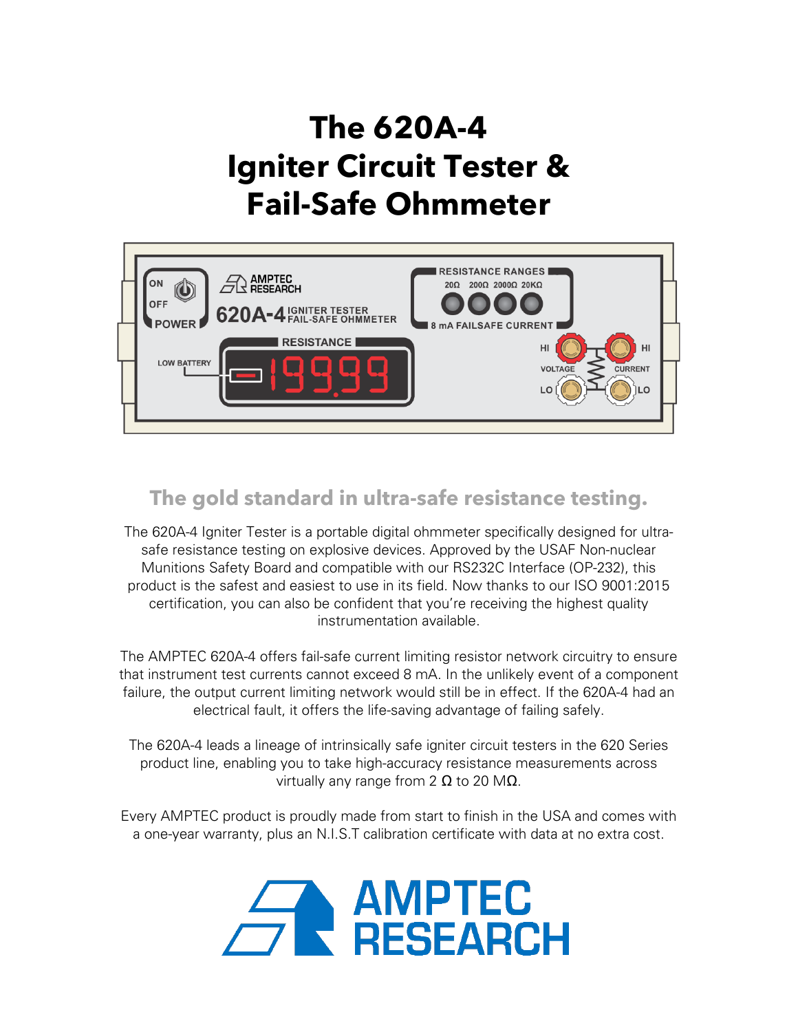# The 620A-4 Igniter Circuit Tester & Fail-Safe Ohmmeter

## The gold standard in ultra-safe resistance testing.

The 620A-4 Igniter Tester is a portable digital ohmmeter specifically designed for ultra-safe resistance testing on explosive devices. Approved by the USAF Non-nuclear Munitions Safety Board and compatible with our RS232C Interface (OP-232), this product is the safest and easiest to use in its field. Now thanks to our ISO 9001:2015 certification, you can also be confident that you're receiving the highest quality instrumentation available.

The AMPTEC 620A-4 offers fail-safe current limiting resistor network circuitry to ensure that instrument test currents cannot exceed 8 mA. In the unlikely event of a component failure, the output current limiting network would still be in effect. If the 620A-4 had an electrical fault, it offers the life-saving advantage of failing safely.

The 620A-4 leads a lineage of intrinsically safe igniter circuit testers in the 620 Series product line, enabling you to take high-accuracy resistance measurements across virtually any range from 2 Ω to 20 MΩ.

Every AMPTEC product is proudly made from start to finish in the USA and comes with a one-year warranty, plus an N.I.S.T calibration certificate with data at no extra cost.

AMPTEC RESEARCH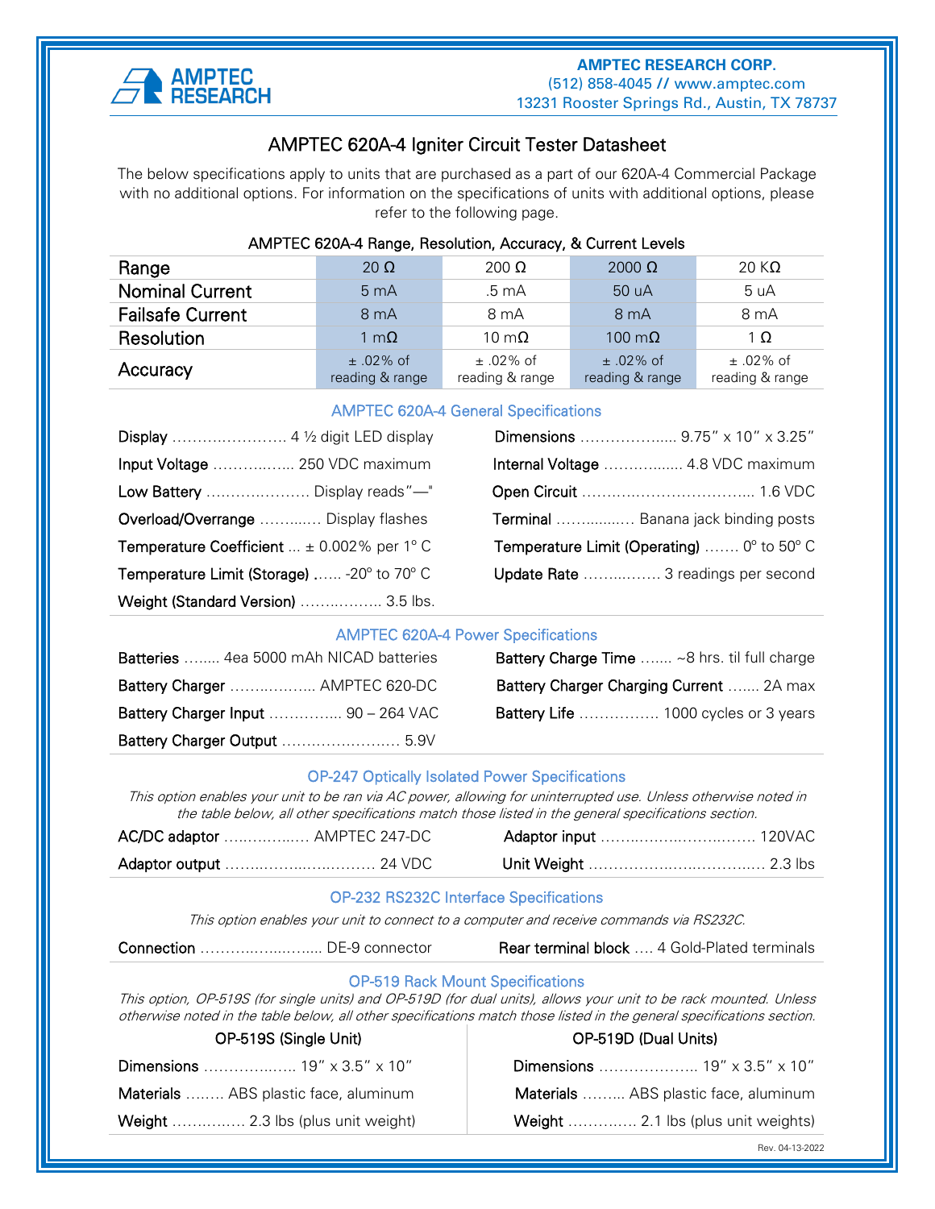**AMPTEC RESEARCH CORP.**
(512) 858-4045 // www.amptec.com
13231 Rooster Springs Rd., Austin, TX 78737

# AMPTEC 620A-4 Igniter Circuit Tester Datasheet

The below specifications apply to units that are purchased as a part of our 620A-4 Commercial Package with no additional options. For information on the specifications of units with additional options, please refer to the following page.

**AMPTEC 620A-4 Range, Resolution, Accuracy, & Current Levels**

| Range | 20 Ω | 200 Ω | 2000 Ω | 20 KΩ |
|---|---|---|---|---|
| Nominal Current | 5 mA | .5 mA | 50 uA | 5 uA |
| Failsafe Current | 8 mA | 8 mA | 8 mA | 8 mA |
| Resolution | 1 mΩ | 10 mΩ | 100 mΩ | 1 Ω |
| Accuracy | ± .02% of reading & range | ± .02% of reading & range | ± .02% of reading & range | ± .02% of reading & range |

## AMPTEC 620A-4 General Specifications

**Display** …………………… 4 ½ digit LED display

**Input Voltage** …………….. 250 VDC maximum

**Low Battery** ………………… Display reads"—"

**Overload/Overrange** ……..… Display flashes

**Temperature Coefficient** ... ± 0.002% per 1° C

**Temperature Limit (Storage)** …... -20° to 70° C

**Weight (Standard Version)** ………..…… 3.5 lbs.

**Dimensions** ……………..... 9.75" x 10" x 3.25"

**Internal Voltage** ……………... 4.8 VDC maximum

**Open Circuit** …………………………….. 1.6 VDC

**Terminal** …….......…. Banana jack binding posts

**Temperature Limit (Operating)** ……. 0° to 50° C

**Update Rate** ……..……. 3 readings per second

## AMPTEC 620A-4 Power Specifications

**Batteries** …..... 4ea 5000 mAh NICAD batteries

**Battery Charger** ………..……. AMPTEC 620-DC

**Battery Charger Input** ………….. 90 – 264 VAC

**Battery Charger Output** …………………… 5.9V

**Battery Charge Time** ….... ~8 hrs. til full charge

**Battery Charger Charging Current** ….... 2A max

**Battery Life** ……………. 1000 cycles or 3 years

## OP-247 Optically Isolated Power Specifications

*This option enables your unit to be ran via AC power, allowing for uninterrupted use. Unless otherwise noted in the table below, all other specifications match those listed in the general specifications section.*

**AC/DC adaptor** ……………... AMPTEC 247-DC

**Adaptor output** ………………..………. 24 VDC

**Adaptor input** ……………………..……. 120VAC

**Unit Weight** ………………….……………. 2.3 lbs

## OP-232 RS232C Interface Specifications

*This option enables your unit to connect to a computer and receive commands via RS232C.*

**Connection** ……………...…..... DE-9 connector

**Rear terminal block** …. 4 Gold-Plated terminals

## OP-519 Rack Mount Specifications

*This option, OP-519S (for single units) and OP-519D (for dual units), allows your unit to be rack mounted. Unless otherwise noted in the table below, all other specifications match those listed in the general specifications section.*

### OP-519S (Single Unit)

**Dimensions** ……………..…. 19" x 3.5" x 10"

**Materials** …….. ABS plastic face, aluminum

**Weight** …………… 2.3 lbs (plus unit weight)

### OP-519D (Dual Units)

**Dimensions** ……………….. 19" x 3.5" x 10"

**Materials** …….. ABS plastic face, aluminum

**Weight** …………. 2.1 lbs (plus unit weights)

Rev. 04-13-2022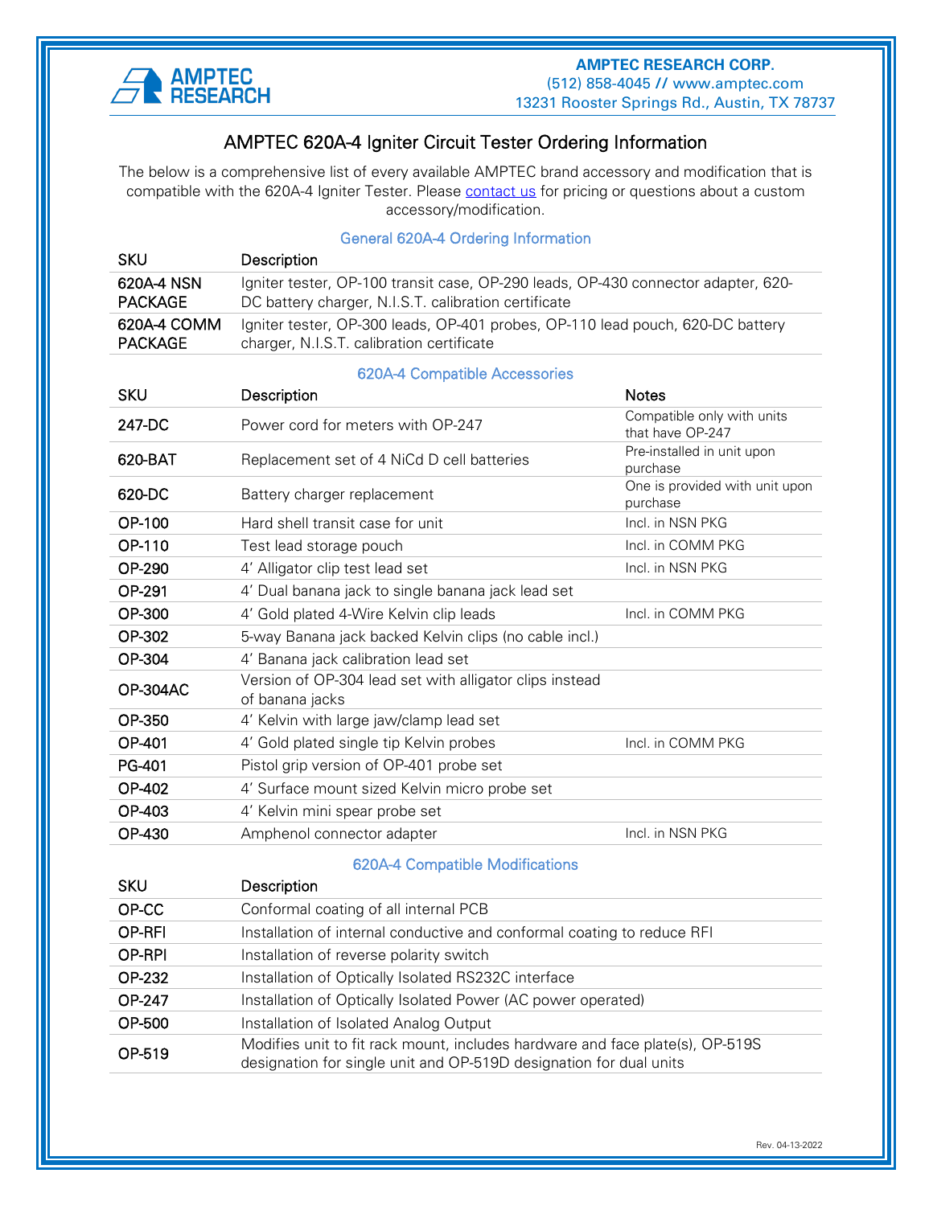AMPTEC RESEARCH

**AMPTEC RESEARCH CORP.**
(512) 858-4045 // www.amptec.com
13231 Rooster Springs Rd., Austin, TX 78737

# AMPTEC 620A-4 Igniter Circuit Tester Ordering Information

The below is a comprehensive list of every available AMPTEC brand accessory and modification that is compatible with the 620A-4 Igniter Tester. Please contact us for pricing or questions about a custom accessory/modification.

## General 620A-4 Ordering Information

| SKU | Description |
|---|---|
| 620A-4 NSN PACKAGE | Igniter tester, OP-100 transit case, OP-290 leads, OP-430 connector adapter, 620-DC battery charger, N.I.S.T. calibration certificate |
| 620A-4 COMM PACKAGE | Igniter tester, OP-300 leads, OP-401 probes, OP-110 lead pouch, 620-DC battery charger, N.I.S.T. calibration certificate |

## 620A-4 Compatible Accessories

| SKU | Description | Notes |
|---|---|---|
| 247-DC | Power cord for meters with OP-247 | Compatible only with units that have OP-247 |
| 620-BAT | Replacement set of 4 NiCd D cell batteries | Pre-installed in unit upon purchase |
| 620-DC | Battery charger replacement | One is provided with unit upon purchase |
| OP-100 | Hard shell transit case for unit | Incl. in NSN PKG |
| OP-110 | Test lead storage pouch | Incl. in COMM PKG |
| OP-290 | 4' Alligator clip test lead set | Incl. in NSN PKG |
| OP-291 | 4' Dual banana jack to single banana jack lead set | |
| OP-300 | 4' Gold plated 4-Wire Kelvin clip leads | Incl. in COMM PKG |
| OP-302 | 5-way Banana jack backed Kelvin clips (no cable incl.) | |
| OP-304 | 4' Banana jack calibration lead set | |
| OP-304AC | Version of OP-304 lead set with alligator clips instead of banana jacks | |
| OP-350 | 4' Kelvin with large jaw/clamp lead set | |
| OP-401 | 4' Gold plated single tip Kelvin probes | Incl. in COMM PKG |
| PG-401 | Pistol grip version of OP-401 probe set | |
| OP-402 | 4' Surface mount sized Kelvin micro probe set | |
| OP-403 | 4' Kelvin mini spear probe set | |
| OP-430 | Amphenol connector adapter | Incl. in NSN PKG |

## 620A-4 Compatible Modifications

| SKU | Description |
|---|---|
| OP-CC | Conformal coating of all internal PCB |
| OP-RFI | Installation of internal conductive and conformal coating to reduce RFI |
| OP-RPI | Installation of reverse polarity switch |
| OP-232 | Installation of Optically Isolated RS232C interface |
| OP-247 | Installation of Optically Isolated Power (AC power operated) |
| OP-500 | Installation of Isolated Analog Output |
| OP-519 | Modifies unit to fit rack mount, includes hardware and face plate(s), OP-519S designation for single unit and OP-519D designation for dual units |

Rev. 04-13-2022